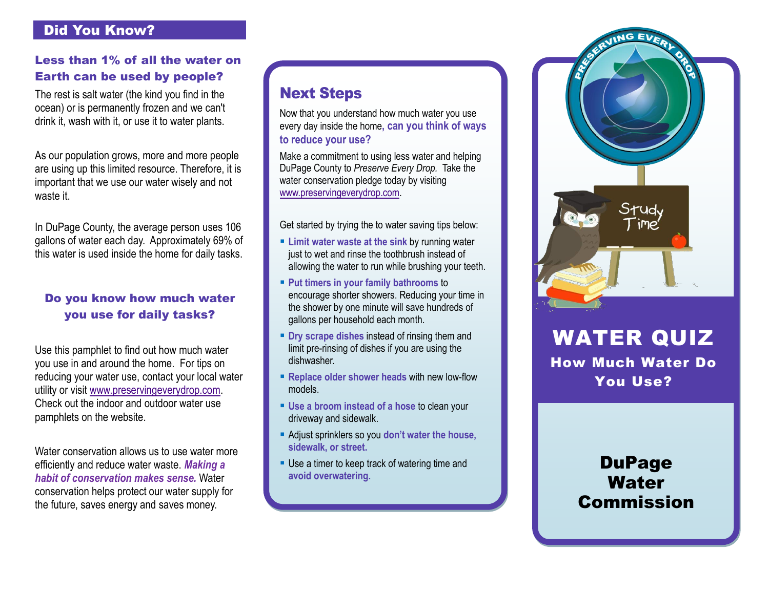## Did You Know?

### Less than 1% of all the water on Earth can be used by people?

The rest is salt water (the kind you find in the ocean) or is permanently frozen and we can't drink it, wash with it, or use it to water plants.

As our population grows, more and more people are using up this limited resource. Therefore, it is important that we use our water wisely and not waste it.

In DuPage County, the average person uses 106 gallons of water each day. Approximately 69% of this water is used inside the home for daily tasks.

### Do you know how much water you use for daily tasks?

Use this pamphlet to find out how much water you use in and around the home. For tips on reducing your water use, contact your local water utility or visit www.preservingeverydrop.com. Check out the indoor and outdoor water use pamphlets on the website.

Water conservation allows us to use water more efficiently and reduce water waste. ***Making a habit of conservation makes sense.*** Water conservation helps protect our water supply for the future, saves energy and saves money.

## Next Steps

Now that you understand how much water you use every day inside the home, **can you think of ways to reduce your use?**

Make a commitment to using less water and helping DuPage County to *Preserve Every Drop.* Take the water conservation pledge today by visiting www.preservingeverydrop.com.

Get started by trying the to water saving tips below:

- **Limit water waste at the sink** by running water just to wet and rinse the toothbrush instead of allowing the water to run while brushing your teeth.
- **Put timers in your family bathrooms** to encourage shorter showers. Reducing your time in the shower by one minute will save hundreds of gallons per household each month.
- **Dry scrape dishes** instead of rinsing them and limit pre-rinsing of dishes if you are using the dishwasher.
- **Replace older shower heads** with new low-flow models.
- **Use a broom instead of a hose** to clean your driveway and sidewalk.
- Adjust sprinklers so you **don't water the house, sidewalk, or street.**
- Use a timer to keep track of watering time and **avoid overwatering.**

PRESERVING EVERY DROP

# WATER QUIZ

## How Much Water Do You Use?

**DuPage Water Commission**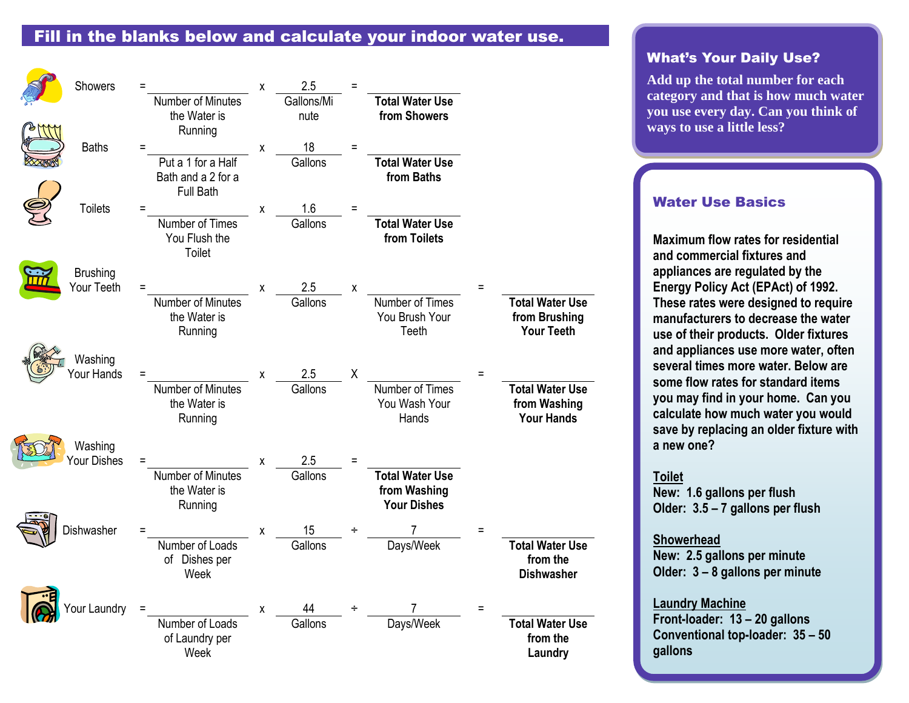## Fill in the blanks below and calculate your indoor water use.

| | | | | | | | | |
|---|---|---|---|---|---|---|---|---|
| Showers | = | ______ Number of Minutes the Water is Running | x | 2.5 Gallons/Minute | = | ______ Total Water Use from Showers | | |
| Baths | = | ______ Put a 1 for a Half Bath and a 2 for a Full Bath | x | 18 Gallons | = | ______ Total Water Use from Baths | | |
| Toilets | = | ______ Number of Times You Flush the Toilet | x | 1.6 Gallons | = | ______ Total Water Use from Toilets | | |
| Brushing Your Teeth | = | ______ Number of Minutes the Water is Running | x | 2.5 Gallons | x | ______ Number of Times You Brush Your Teeth | = | ______ Total Water Use from Brushing Your Teeth |
| Washing Your Hands | = | ______ Number of Minutes the Water is Running | x | 2.5 Gallons | X | ______ Number of Times You Wash Your Hands | = | ______ Total Water Use from Washing Your Hands |
| Washing Your Dishes | = | ______ Number of Minutes the Water is Running | x | 2.5 Gallons | = | ______ Total Water Use from Washing Your Dishes | | |
| Dishwasher | = | ______ Number of Loads of Dishes per Week | x | 15 Gallons | ÷ | 7 Days/Week | = | ______ Total Water Use from the Dishwasher |
| Your Laundry | = | ______ Number of Loads of Laundry per Week | x | 44 Gallons | ÷ | 7 Days/Week | = | ______ Total Water Use from the Laundry |

### What's Your Daily Use?

Add up the total number for each category and that is how much water you use every day. Can you think of ways to use a little less?

### Water Use Basics

**Maximum flow rates for residential and commercial fixtures and appliances are regulated by the Energy Policy Act (EPAct) of 1992. These rates were designed to require manufacturers to decrease the water use of their products. Older fixtures and appliances use more water, often several times more water. Below are some flow rates for standard items you may find in your home. Can you calculate how much water you would save by replacing an older fixture with a new one?**

**Toilet**
**New: 1.6 gallons per flush**
**Older: 3.5 – 7 gallons per flush**

**Showerhead**
**New: 2.5 gallons per minute**
**Older: 3 – 8 gallons per minute**

**Laundry Machine**
**Front-loader: 13 – 20 gallons**
**Conventional top-loader: 35 – 50 gallons**